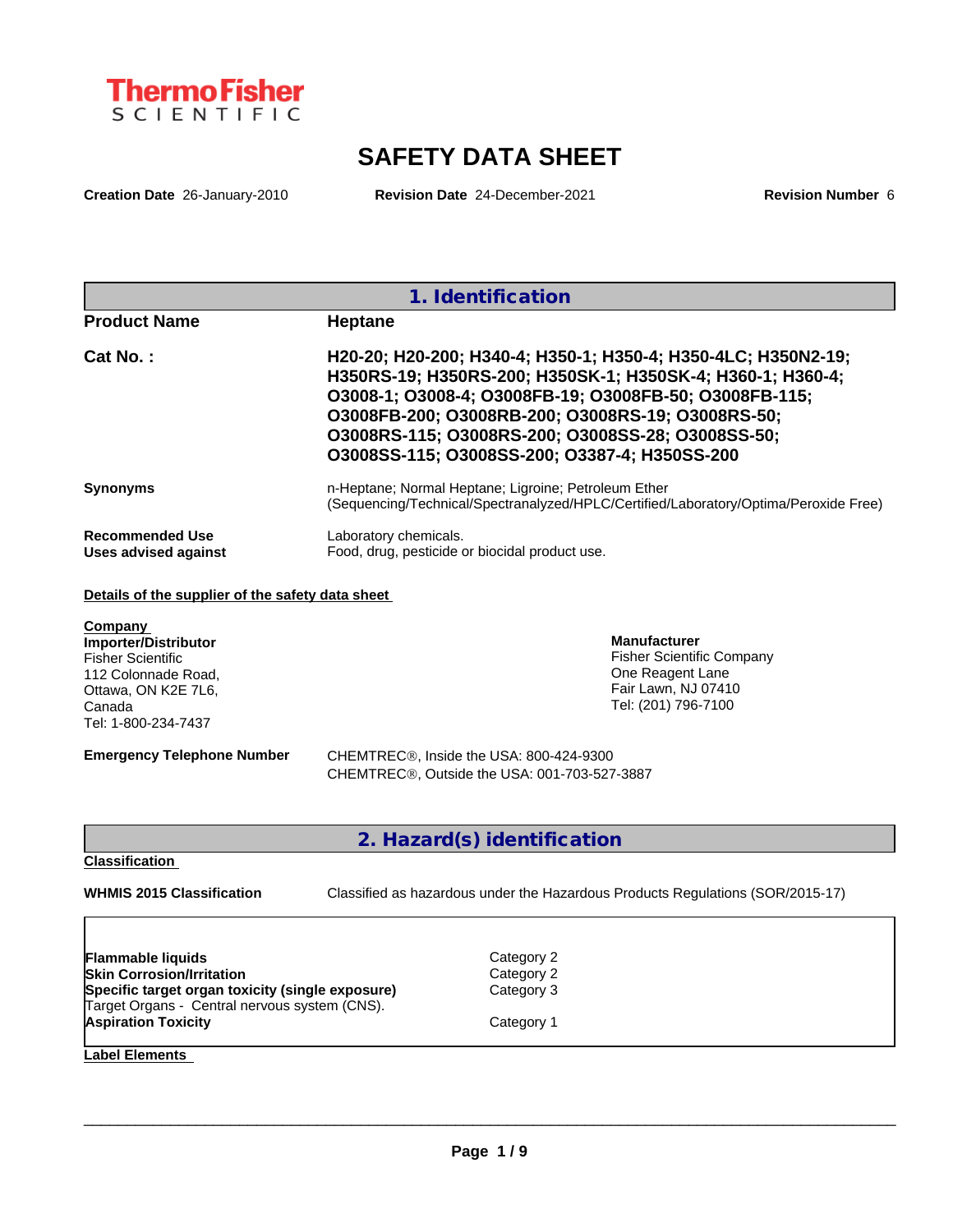# SAFETY DATA SHEET

**Creation Date** 26-January-2010 **Revision Date** 24-December-2021 **Revision Number** 6

## 1. Identification

**Product Name** **Heptane**

**Cat No. :** **H20-20; H20-200; H340-4; H350-1; H350-4; H350-4LC; H350N2-19; H350RS-19; H350RS-200; H350SK-1; H350SK-4; H360-1; H360-4; O3008-1; O3008-4; O3008FB-19; O3008FB-50; O3008FB-115; O3008FB-200; O3008RB-200; O3008RS-19; O3008RS-50; O3008RS-115; O3008RS-200; O3008SS-28; O3008SS-50; O3008SS-115; O3008SS-200; O3387-4; H350SS-200**

**Synonyms** n-Heptane; Normal Heptane; Ligroine; Petroleum Ether (Sequencing/Technical/Spectranalyzed/HPLC/Certified/Laboratory/Optima/Peroxide Free)

**Recommended Use** Laboratory chemicals.
**Uses advised against** Food, drug, pesticide or biocidal product use.

**Details of the supplier of the safety data sheet**

**Company**
**Importer/Distributor**
Fisher Scientific
112 Colonnade Road,
Ottawa, ON K2E 7L6,
Canada
Tel: 1-800-234-7437

**Manufacturer**
Fisher Scientific Company
One Reagent Lane
Fair Lawn, NJ 07410
Tel: (201) 796-7100

**Emergency Telephone Number** CHEMTREC®, Inside the USA: 800-424-9300
CHEMTREC®, Outside the USA: 001-703-527-3887

## 2. Hazard(s) identification

**Classification**

**WHMIS 2015 Classification** Classified as hazardous under the Hazardous Products Regulations (SOR/2015-17)

| | |
|---|---|
| **Flammable liquids** | Category 2 |
| **Skin Corrosion/Irritation** | Category 2 |
| **Specific target organ toxicity (single exposure)** | Category 3 |
| Target Organs - Central nervous system (CNS). | |
| **Aspiration Toxicity** | Category 1 |

**Label Elements**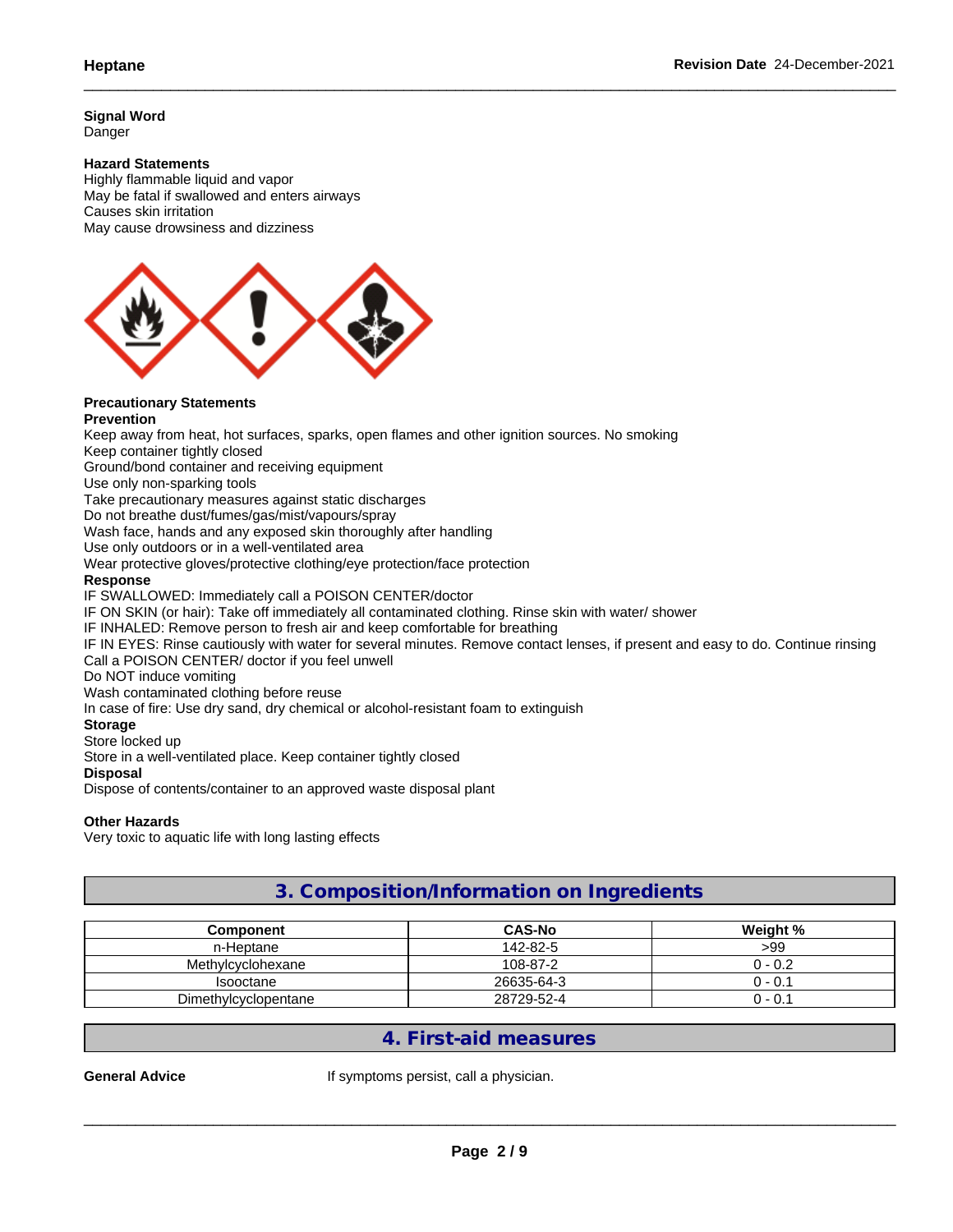**Signal Word**
Danger

**Hazard Statements**
Highly flammable liquid and vapor
May be fatal if swallowed and enters airways
Causes skin irritation
May cause drowsiness and dizziness

**Precautionary Statements**
**Prevention**
Keep away from heat, hot surfaces, sparks, open flames and other ignition sources. No smoking
Keep container tightly closed
Ground/bond container and receiving equipment
Use only non-sparking tools
Take precautionary measures against static discharges
Do not breathe dust/fumes/gas/mist/vapours/spray
Wash face, hands and any exposed skin thoroughly after handling
Use only outdoors or in a well-ventilated area
Wear protective gloves/protective clothing/eye protection/face protection
**Response**
IF SWALLOWED: Immediately call a POISON CENTER/doctor
IF ON SKIN (or hair): Take off immediately all contaminated clothing. Rinse skin with water/ shower
IF INHALED: Remove person to fresh air and keep comfortable for breathing
IF IN EYES: Rinse cautiously with water for several minutes. Remove contact lenses, if present and easy to do. Continue rinsing
Call a POISON CENTER/ doctor if you feel unwell
Do NOT induce vomiting
Wash contaminated clothing before reuse
In case of fire: Use dry sand, dry chemical or alcohol-resistant foam to extinguish
**Storage**
Store locked up
Store in a well-ventilated place. Keep container tightly closed
**Disposal**
Dispose of contents/container to an approved waste disposal plant

**Other Hazards**
Very toxic to aquatic life with long lasting effects

## 3. Composition/Information on Ingredients

| Component | CAS-No | Weight % |
|---|---|---|
| n-Heptane | 142-82-5 | >99 |
| Methylcyclohexane | 108-87-2 | 0 - 0.2 |
| Isooctane | 26635-64-3 | 0 - 0.1 |
| Dimethylcyclopentane | 28729-52-4 | 0 - 0.1 |

## 4. First-aid measures

**General Advice** If symptoms persist, call a physician.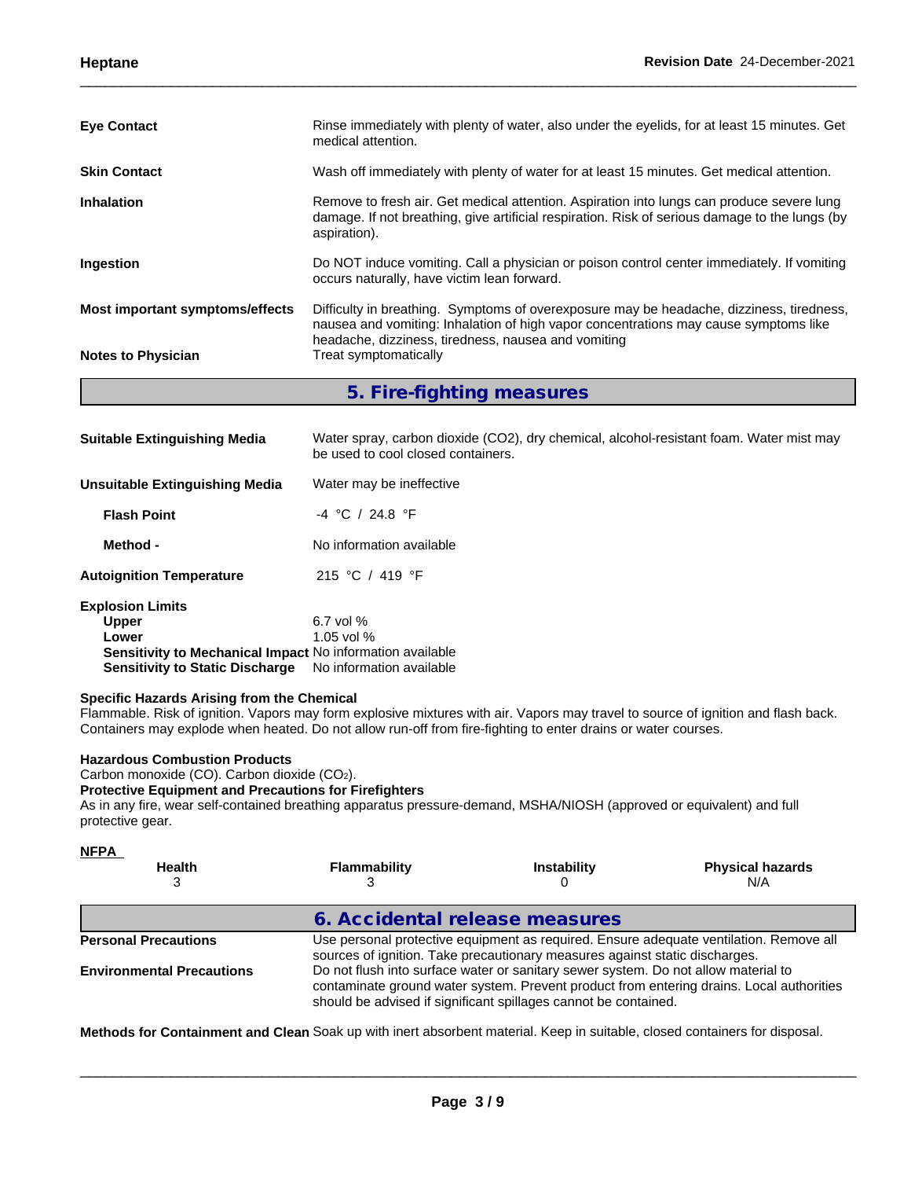**Eye Contact** Rinse immediately with plenty of water, also under the eyelids, for at least 15 minutes. Get medical attention.

**Skin Contact** Wash off immediately with plenty of water for at least 15 minutes. Get medical attention.

**Inhalation** Remove to fresh air. Get medical attention. Aspiration into lungs can produce severe lung damage. If not breathing, give artificial respiration. Risk of serious damage to the lungs (by aspiration).

**Ingestion** Do NOT induce vomiting. Call a physician or poison control center immediately. If vomiting occurs naturally, have victim lean forward.

**Most important symptoms/effects** Difficulty in breathing. Symptoms of overexposure may be headache, dizziness, tiredness, nausea and vomiting: Inhalation of high vapor concentrations may cause symptoms like headache, dizziness, tiredness, nausea and vomiting

**Notes to Physician** Treat symptomatically

## 5. Fire-fighting measures

**Suitable Extinguishing Media** Water spray, carbon dioxide ($CO_2$), dry chemical, alcohol-resistant foam. Water mist may be used to cool closed containers.

**Unsuitable Extinguishing Media** Water may be ineffective

**Flash Point** -4 °C / 24.8 °F

**Method -** No information available

**Autoignition Temperature** 215 °C / 419 °F

**Explosion Limits**
**Upper** 6.7 vol %
**Lower** 1.05 vol %
**Sensitivity to Mechanical Impact** No information available
**Sensitivity to Static Discharge** No information available

**Specific Hazards Arising from the Chemical**
Flammable. Risk of ignition. Vapors may form explosive mixtures with air. Vapors may travel to source of ignition and flash back. Containers may explode when heated. Do not allow run-off from fire-fighting to enter drains or water courses.

**Hazardous Combustion Products**
Carbon monoxide (CO). Carbon dioxide ($CO_2$).
**Protective Equipment and Precautions for Firefighters**
As in any fire, wear self-contained breathing apparatus pressure-demand, MSHA/NIOSH (approved or equivalent) and full protective gear.

**NFPA**

| Health | Flammability | Instability | Physical hazards |
|---|---|---|---|
| 3 | 3 | 0 | N/A |

## 6. Accidental release measures

**Personal Precautions** Use personal protective equipment as required. Ensure adequate ventilation. Remove all sources of ignition. Take precautionary measures against static discharges.

**Environmental Precautions** Do not flush into surface water or sanitary sewer system. Do not allow material to contaminate ground water system. Prevent product from entering drains. Local authorities should be advised if significant spillages cannot be contained.

**Methods for Containment and Clean** Soak up with inert absorbent material. Keep in suitable, closed containers for disposal.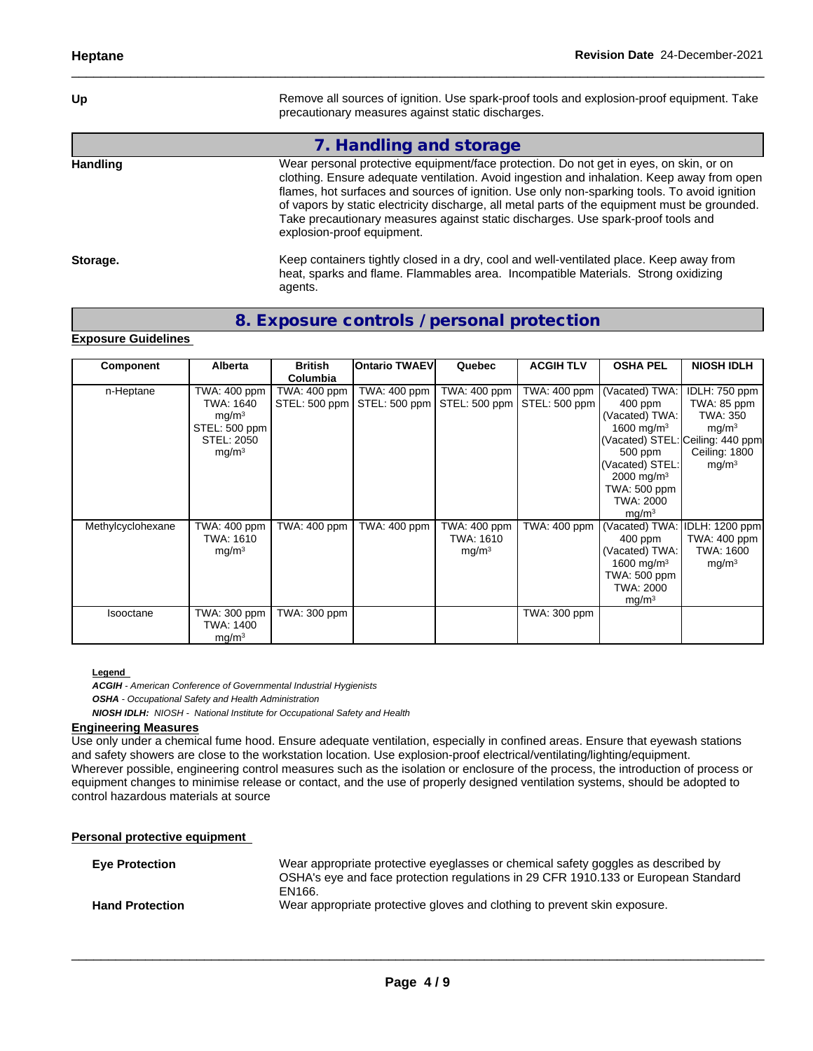**Up** — Remove all sources of ignition. Use spark-proof tools and explosion-proof equipment. Take precautionary measures against static discharges.

## 7. Handling and storage

**Handling** — Wear personal protective equipment/face protection. Do not get in eyes, on skin, or on clothing. Ensure adequate ventilation. Avoid ingestion and inhalation. Keep away from open flames, hot surfaces and sources of ignition. Use only non-sparking tools. To avoid ignition of vapors by static electricity discharge, all metal parts of the equipment must be grounded. Take precautionary measures against static discharges. Use spark-proof tools and explosion-proof equipment.

**Storage.** — Keep containers tightly closed in a dry, cool and well-ventilated place. Keep away from heat, sparks and flame. Flammables area. Incompatible Materials. Strong oxidizing agents.

## 8. Exposure controls / personal protection

**Exposure Guidelines**

| Component | Alberta | British Columbia | Ontario TWAEV | Quebec | ACGIH TLV | OSHA PEL | NIOSH IDLH |
|---|---|---|---|---|---|---|---|
| n-Heptane | TWA: 400 ppm<br>TWA: 1640 mg/m³<br>STEL: 500 ppm<br>STEL: 2050 mg/m³ | TWA: 400 ppm<br>STEL: 500 ppm | TWA: 400 ppm<br>STEL: 500 ppm | TWA: 400 ppm<br>STEL: 500 ppm | TWA: 400 ppm<br>STEL: 500 ppm | (Vacated) TWA: 400 ppm<br>(Vacated) TWA: 1600 mg/m³<br>(Vacated) STEL: 500 ppm<br>(Vacated) STEL: 2000 mg/m³<br>TWA: 500 ppm<br>TWA: 2000 mg/m³ | IDLH: 750 ppm<br>TWA: 85 ppm<br>TWA: 350 mg/m³<br>Ceiling: 440 ppm<br>Ceiling: 1800 mg/m³ |
| Methylcyclohexane | TWA: 400 ppm<br>TWA: 1610 mg/m³ | TWA: 400 ppm | TWA: 400 ppm | TWA: 400 ppm<br>TWA: 1610 mg/m³ | TWA: 400 ppm | (Vacated) TWA: 400 ppm<br>(Vacated) TWA: 1600 mg/m³<br>TWA: 500 ppm<br>TWA: 2000 mg/m³ | IDLH: 1200 ppm<br>TWA: 400 ppm<br>TWA: 1600 mg/m³ |
| Isooctane | TWA: 300 ppm<br>TWA: 1400 mg/m³ | TWA: 300 ppm | | | TWA: 300 ppm | | |

**Legend**

***ACGIH*** *- American Conference of Governmental Industrial Hygienists*

***OSHA*** *- Occupational Safety and Health Administration*

***NIOSH IDLH:*** *NIOSH - National Institute for Occupational Safety and Health*

**Engineering Measures**

Use only under a chemical fume hood. Ensure adequate ventilation, especially in confined areas. Ensure that eyewash stations and safety showers are close to the workstation location. Use explosion-proof electrical/ventilating/lighting/equipment. Wherever possible, engineering control measures such as the isolation or enclosure of the process, the introduction of process or equipment changes to minimise release or contact, and the use of properly designed ventilation systems, should be adopted to control hazardous materials at source

**Personal protective equipment**

**Eye Protection** — Wear appropriate protective eyeglasses or chemical safety goggles as described by OSHA's eye and face protection regulations in 29 CFR 1910.133 or European Standard EN166.

**Hand Protection** — Wear appropriate protective gloves and clothing to prevent skin exposure.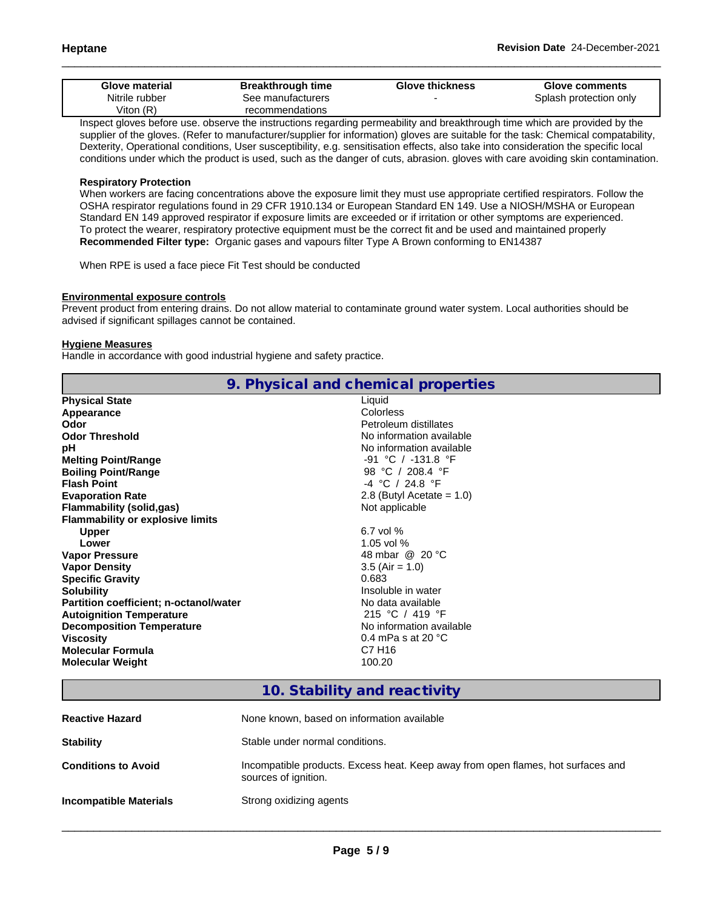| Glove material | Breakthrough time | Glove thickness | Glove comments |
|---|---|---|---|
| Nitrile rubber<br>Viton (R) | See manufacturers recommendations | - | Splash protection only |

Inspect gloves before use. observe the instructions regarding permeability and breakthrough time which are provided by the supplier of the gloves. (Refer to manufacturer/supplier for information) gloves are suitable for the task: Chemical compatability, Dexterity, Operational conditions, User susceptibility, e.g. sensitisation effects, also take into consideration the specific local conditions under which the product is used, such as the danger of cuts, abrasion. gloves with care avoiding skin contamination.

**Respiratory Protection**

When workers are facing concentrations above the exposure limit they must use appropriate certified respirators. Follow the OSHA respirator regulations found in 29 CFR 1910.134 or European Standard EN 149. Use a NIOSH/MSHA or European Standard EN 149 approved respirator if exposure limits are exceeded or if irritation or other symptoms are experienced.
To protect the wearer, respiratory protective equipment must be the correct fit and be used and maintained properly
**Recommended Filter type:** Organic gases and vapours filter Type A Brown conforming to EN14387

When RPE is used a face piece Fit Test should be conducted

**Environmental exposure controls**

Prevent product from entering drains. Do not allow material to contaminate ground water system. Local authorities should be advised if significant spillages cannot be contained.

**Hygiene Measures**

Handle in accordance with good industrial hygiene and safety practice.

## 9. Physical and chemical properties

| | |
|---|---|
| **Physical State** | Liquid |
| **Appearance** | Colorless |
| **Odor** | Petroleum distillates |
| **Odor Threshold** | No information available |
| **pH** | No information available |
| **Melting Point/Range** | -91 °C / -131.8 °F |
| **Boiling Point/Range** | 98 °C / 208.4 °F |
| **Flash Point** | -4 °C / 24.8 °F |
| **Evaporation Rate** | 2.8 (Butyl Acetate = 1.0) |
| **Flammability (solid,gas)** | Not applicable |
| **Flammability or explosive limits** | |
| **Upper** | 6.7 vol % |
| **Lower** | 1.05 vol % |
| **Vapor Pressure** | 48 mbar @ 20 °C |
| **Vapor Density** | 3.5 (Air = 1.0) |
| **Specific Gravity** | 0.683 |
| **Solubility** | Insoluble in water |
| **Partition coefficient; n-octanol/water** | No data available |
| **Autoignition Temperature** | 215 °C / 419 °F |
| **Decomposition Temperature** | No information available |
| **Viscosity** | 0.4 mPa s at 20 °C |
| **Molecular Formula** | $C_7H_{16}$ |
| **Molecular Weight** | 100.20 |

## 10. Stability and reactivity

| | |
|---|---|
| **Reactive Hazard** | None known, based on information available |
| **Stability** | Stable under normal conditions. |
| **Conditions to Avoid** | Incompatible products. Excess heat. Keep away from open flames, hot surfaces and sources of ignition. |
| **Incompatible Materials** | Strong oxidizing agents |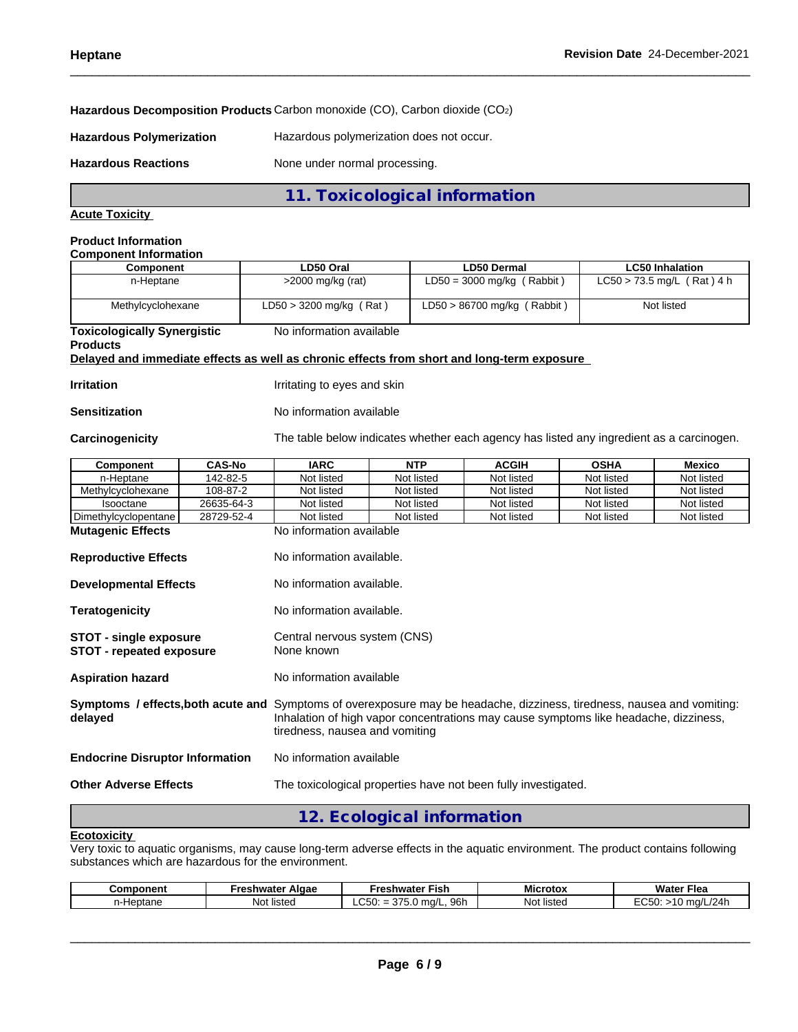**Hazardous Decomposition Products** Carbon monoxide (CO), Carbon dioxide ($CO_2$)

**Hazardous Polymerization** Hazardous polymerization does not occur.

**Hazardous Reactions** None under normal processing.

## 11. Toxicological information

**Acute Toxicity**

**Product Information**
**Component Information**

| Component | LD50 Oral | LD50 Dermal | LC50 Inhalation |
|---|---|---|---|
| n-Heptane | >2000 mg/kg (rat) | LD50 = 3000 mg/kg ( Rabbit ) | LC50 > 73.5 mg/L ( Rat ) 4 h |
| Methylcyclohexane | LD50 > 3200 mg/kg ( Rat ) | LD50 > 86700 mg/kg ( Rabbit ) | Not listed |

**Toxicologically Synergistic Products** No information available

**Delayed and immediate effects as well as chronic effects from short and long-term exposure**

**Irritation** Irritating to eyes and skin

**Sensitization** No information available

**Carcinogenicity** The table below indicates whether each agency has listed any ingredient as a carcinogen.

| Component | CAS-No | IARC | NTP | ACGIH | OSHA | Mexico |
|---|---|---|---|---|---|---|
| n-Heptane | 142-82-5 | Not listed | Not listed | Not listed | Not listed | Not listed |
| Methylcyclohexane | 108-87-2 | Not listed | Not listed | Not listed | Not listed | Not listed |
| Isooctane | 26635-64-3 | Not listed | Not listed | Not listed | Not listed | Not listed |
| Dimethylcyclopentane | 28729-52-4 | Not listed | Not listed | Not listed | Not listed | Not listed |

**Mutagenic Effects** No information available

**Reproductive Effects** No information available.

**Developmental Effects** No information available.

**Teratogenicity** No information available.

**STOT - single exposure** Central nervous system (CNS)
**STOT - repeated exposure** None known

**Aspiration hazard** No information available

**Symptoms / effects,both acute and delayed** Symptoms of overexposure may be headache, dizziness, tiredness, nausea and vomiting: Inhalation of high vapor concentrations may cause symptoms like headache, dizziness, tiredness, nausea and vomiting

**Endocrine Disruptor Information** No information available

**Other Adverse Effects** The toxicological properties have not been fully investigated.

## 12. Ecological information

**Ecotoxicity**
Very toxic to aquatic organisms, may cause long-term adverse effects in the aquatic environment. The product contains following substances which are hazardous for the environment.

| Component | Freshwater Algae | Freshwater Fish | Microtox | Water Flea |
|---|---|---|---|---|
| n-Heptane | Not listed | LC50: = 375.0 mg/L, 96h | Not listed | EC50: >10 mg/L/24h |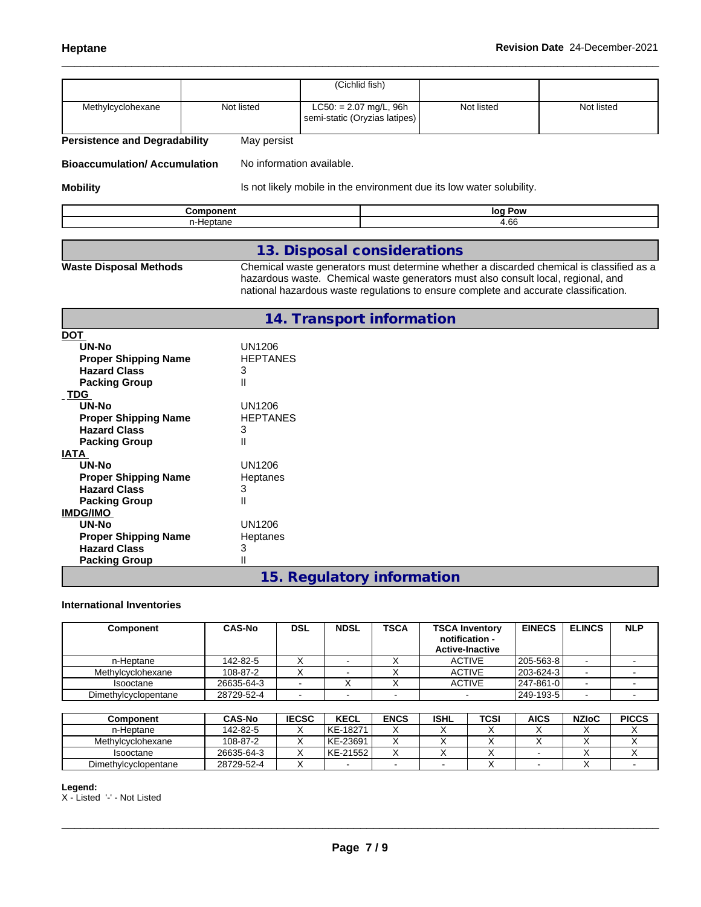| | | (Cichlid fish) | | |
|---|---|---|---|---|
| Methylcyclohexane | Not listed | LC50: = 2.07 mg/L, 96h semi-static (Oryzias latipes) | Not listed | Not listed |

**Persistence and Degradability** May persist

**Bioaccumulation/ Accumulation** No information available.

**Mobility** Is not likely mobile in the environment due its low water solubility.

| Component | log Pow |
|---|---|
| n-Heptane | 4.66 |

## 13. Disposal considerations

**Waste Disposal Methods** Chemical waste generators must determine whether a discarded chemical is classified as a hazardous waste. Chemical waste generators must also consult local, regional, and national hazardous waste regulations to ensure complete and accurate classification.

## 14. Transport information

**DOT**
- **UN-No** UN1206
- **Proper Shipping Name** HEPTANES
- **Hazard Class** 3
- **Packing Group** II

**TDG**
- **UN-No** UN1206
- **Proper Shipping Name** HEPTANES
- **Hazard Class** 3
- **Packing Group** II

**IATA**
- **UN-No** UN1206
- **Proper Shipping Name** Heptanes
- **Hazard Class** 3
- **Packing Group** II

**IMDG/IMO**
- **UN-No** UN1206
- **Proper Shipping Name** Heptanes
- **Hazard Class** 3
- **Packing Group** II

## 15. Regulatory information

**International Inventories**

| Component | CAS-No | DSL | NDSL | TSCA | TSCA Inventory notification - Active-Inactive | EINECS | ELINCS | NLP |
|---|---|---|---|---|---|---|---|---|
| n-Heptane | 142-82-5 | X | - | X | ACTIVE | 205-563-8 | - | - |
| Methylcyclohexane | 108-87-2 | X | - | X | ACTIVE | 203-624-3 | - | - |
| Isooctane | 26635-64-3 | - | X | X | ACTIVE | 247-861-0 | - | - |
| Dimethylcyclopentane | 28729-52-4 | - | - | - | - | 249-193-5 | - | - |

| Component | CAS-No | IECSC | KECL | ENCS | ISHL | TCSI | AICS | NZIoC | PICCS |
|---|---|---|---|---|---|---|---|---|---|
| n-Heptane | 142-82-5 | X | KE-18271 | X | X | X | X | X | X |
| Methylcyclohexane | 108-87-2 | X | KE-23691 | X | X | X | X | X | X |
| Isooctane | 26635-64-3 | X | KE-21552 | X | X | X | - | X | X |
| Dimethylcyclopentane | 28729-52-4 | X | - | - | - | X | - | X | - |

**Legend:**
X - Listed '-' - Not Listed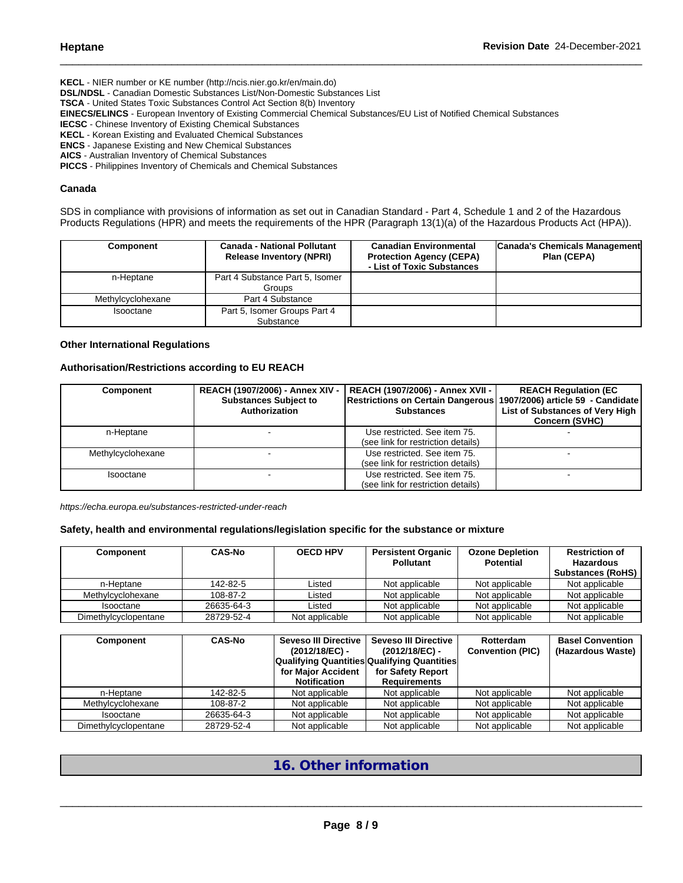**KECL** - NIER number or KE number (http://ncis.nier.go.kr/en/main.do)
**DSL/NDSL** - Canadian Domestic Substances List/Non-Domestic Substances List
**TSCA** - United States Toxic Substances Control Act Section 8(b) Inventory
**EINECS/ELINCS** - European Inventory of Existing Commercial Chemical Substances/EU List of Notified Chemical Substances
**IECSC** - Chinese Inventory of Existing Chemical Substances
**KECL** - Korean Existing and Evaluated Chemical Substances
**ENCS** - Japanese Existing and New Chemical Substances
**AICS** - Australian Inventory of Chemical Substances
**PICCS** - Philippines Inventory of Chemicals and Chemical Substances

### Canada

SDS in compliance with provisions of information as set out in Canadian Standard - Part 4, Schedule 1 and 2 of the Hazardous Products Regulations (HPR) and meets the requirements of the HPR (Paragraph 13(1)(a) of the Hazardous Products Act (HPA)).

| Component | Canada - National Pollutant Release Inventory (NPRI) | Canadian Environmental Protection Agency (CEPA) - List of Toxic Substances | Canada's Chemicals Management Plan (CEPA) |
|---|---|---|---|
| n-Heptane | Part 4 Substance Part 5, Isomer Groups | | |
| Methylcyclohexane | Part 4 Substance | | |
| Isooctane | Part 5, Isomer Groups Part 4 Substance | | |

### Other International Regulations

### Authorisation/Restrictions according to EU REACH

| Component | REACH (1907/2006) - Annex XIV - Substances Subject to Authorization | REACH (1907/2006) - Annex XVII - Restrictions on Certain Dangerous Substances | REACH Regulation (EC 1907/2006) article 59 - Candidate List of Substances of Very High Concern (SVHC) |
|---|---|---|---|
| n-Heptane | - | Use restricted. See item 75. (see link for restriction details) | - |
| Methylcyclohexane | - | Use restricted. See item 75. (see link for restriction details) | - |
| Isooctane | - | Use restricted. See item 75. (see link for restriction details) | - |

*https://echa.europa.eu/substances-restricted-under-reach*

### Safety, health and environmental regulations/legislation specific for the substance or mixture

| Component | CAS-No | OECD HPV | Persistent Organic Pollutant | Ozone Depletion Potential | Restriction of Hazardous Substances (RoHS) |
|---|---|---|---|---|---|
| n-Heptane | 142-82-5 | Listed | Not applicable | Not applicable | Not applicable |
| Methylcyclohexane | 108-87-2 | Listed | Not applicable | Not applicable | Not applicable |
| Isooctane | 26635-64-3 | Listed | Not applicable | Not applicable | Not applicable |
| Dimethylcyclopentane | 28729-52-4 | Not applicable | Not applicable | Not applicable | Not applicable |

| Component | CAS-No | Seveso III Directive (2012/18/EC) - Qualifying Quantities for Major Accident Notification | Seveso III Directive (2012/18/EC) - Qualifying Quantities for Safety Report Requirements | Rotterdam Convention (PIC) | Basel Convention (Hazardous Waste) |
|---|---|---|---|---|---|
| n-Heptane | 142-82-5 | Not applicable | Not applicable | Not applicable | Not applicable |
| Methylcyclohexane | 108-87-2 | Not applicable | Not applicable | Not applicable | Not applicable |
| Isooctane | 26635-64-3 | Not applicable | Not applicable | Not applicable | Not applicable |
| Dimethylcyclopentane | 28729-52-4 | Not applicable | Not applicable | Not applicable | Not applicable |

## 16. Other information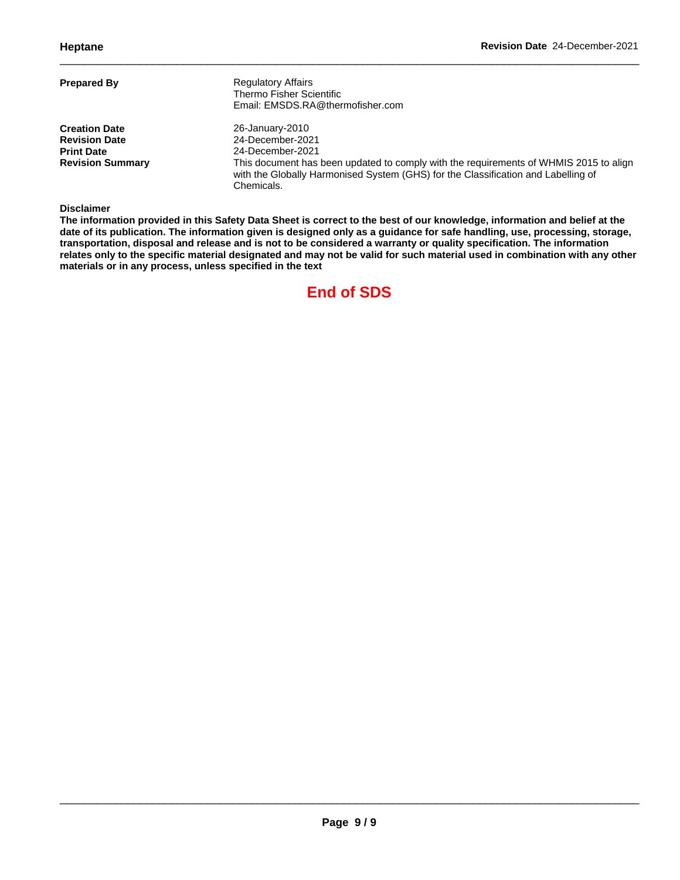| | |
|---|---|
| **Prepared By** | Regulatory Affairs<br>Thermo Fisher Scientific<br>Email: EMSDS.RA@thermofisher.com |
| **Creation Date** | 26-January-2010 |
| **Revision Date** | 24-December-2021 |
| **Print Date** | 24-December-2021 |
| **Revision Summary** | This document has been updated to comply with the requirements of WHMIS 2015 to align with the Globally Harmonised System (GHS) for the Classification and Labelling of Chemicals. |

**Disclaimer**

**The information provided in this Safety Data Sheet is correct to the best of our knowledge, information and belief at the date of its publication. The information given is designed only as a guidance for safe handling, use, processing, storage, transportation, disposal and release and is not to be considered a warranty or quality specification. The information relates only to the specific material designated and may not be valid for such material used in combination with any other materials or in any process, unless specified in the text**

**End of SDS**